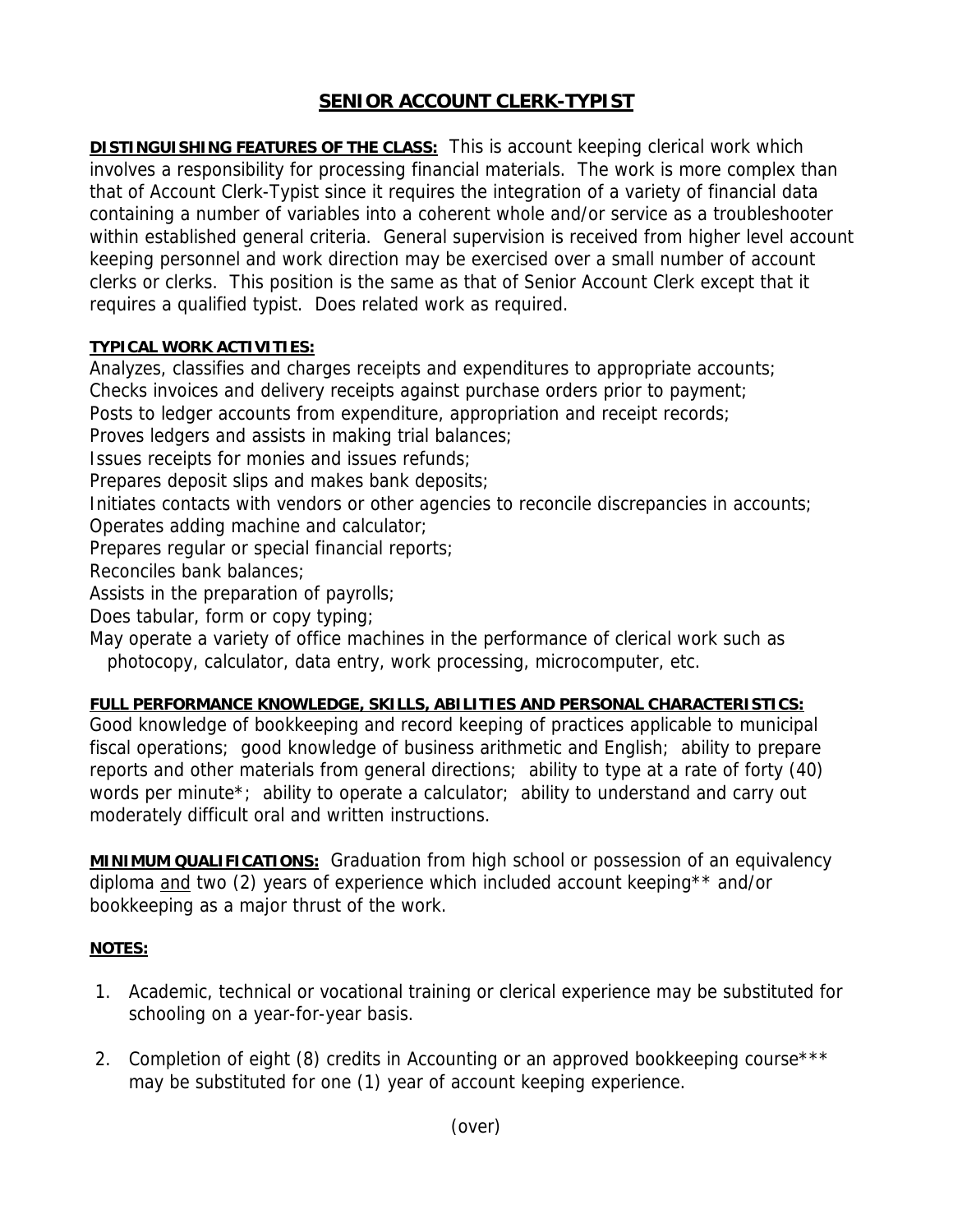# SENIOR ACCOUNT CLERK-TYPIST

**DISTINGUISHING FEATURES OF THE CLASS:** This is account keeping clerical work which involves a responsibility for processing financial materials. The work is more complex than that of Account Clerk-Typist since it requires the integration of a variety of financial data containing a number of variables into a coherent whole and/or service as a troubleshooter within established general criteria. General supervision is received from higher level account keeping personnel and work direction may be exercised over a small number of account clerks or clerks. This position is the same as that of Senior Account Clerk except that it requires a qualified typist. Does related work as required.

**TYPICAL WORK ACTIVITIES:**

Analyzes, classifies and charges receipts and expenditures to appropriate accounts;
Checks invoices and delivery receipts against purchase orders prior to payment;
Posts to ledger accounts from expenditure, appropriation and receipt records;
Proves ledgers and assists in making trial balances;
Issues receipts for monies and issues refunds;
Prepares deposit slips and makes bank deposits;
Initiates contacts with vendors or other agencies to reconcile discrepancies in accounts;
Operates adding machine and calculator;
Prepares regular or special financial reports;
Reconciles bank balances;
Assists in the preparation of payrolls;
Does tabular, form or copy typing;
May operate a variety of office machines in the performance of clerical work such as photocopy, calculator, data entry, work processing, microcomputer, etc.

**FULL PERFORMANCE KNOWLEDGE, SKILLS, ABILITIES AND PERSONAL CHARACTERISTICS:**
Good knowledge of bookkeeping and record keeping of practices applicable to municipal fiscal operations; good knowledge of business arithmetic and English; ability to prepare reports and other materials from general directions; ability to type at a rate of forty (40) words per minute*; ability to operate a calculator; ability to understand and carry out moderately difficult oral and written instructions.

**MINIMUM QUALIFICATIONS:** Graduation from high school or possession of an equivalency diploma and two (2) years of experience which included account keeping** and/or bookkeeping as a major thrust of the work.

**NOTES:**

1. Academic, technical or vocational training or clerical experience may be substituted for schooling on a year-for-year basis.

2. Completion of eight (8) credits in Accounting or an approved bookkeeping course*** may be substituted for one (1) year of account keeping experience.

(over)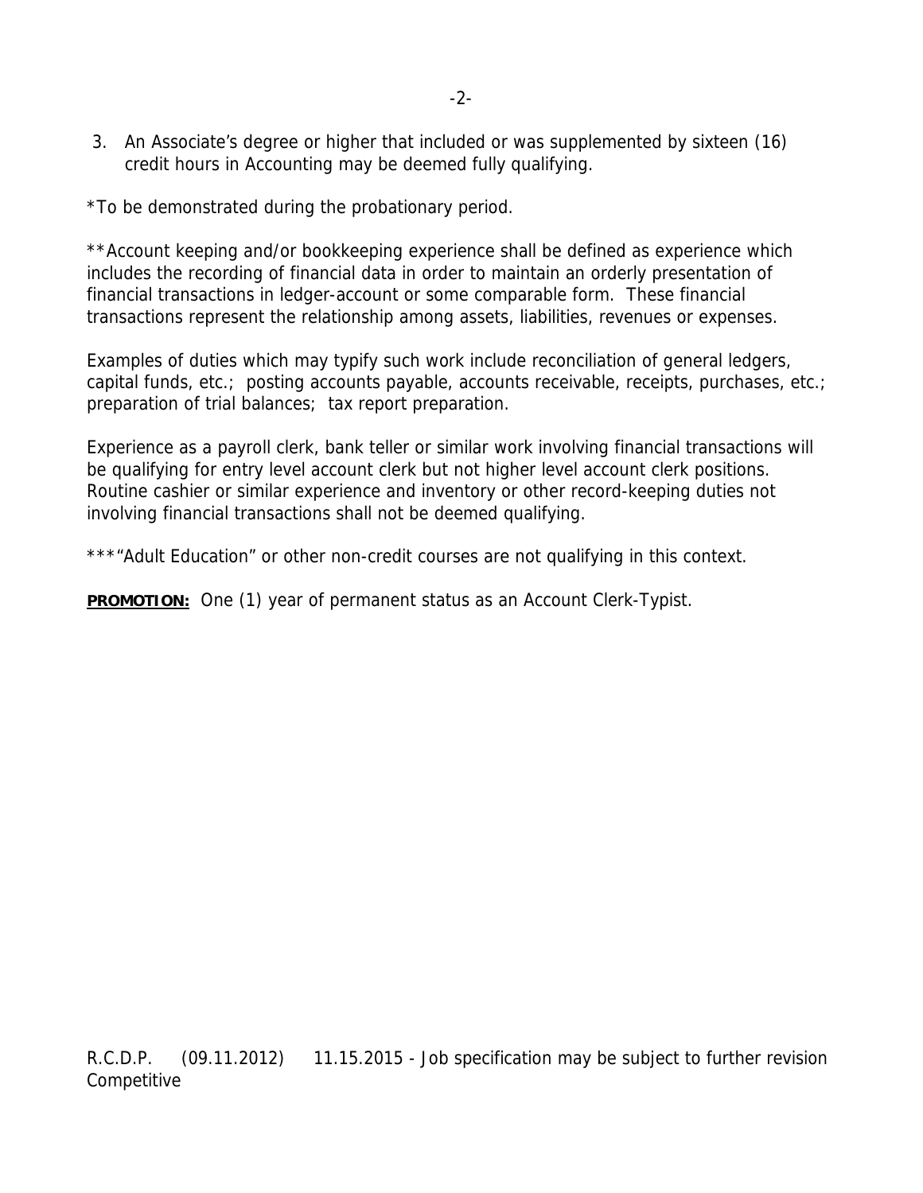3. An Associate's degree or higher that included or was supplemented by sixteen (16) credit hours in Accounting may be deemed fully qualifying.

*To be demonstrated during the probationary period.

**Account keeping and/or bookkeeping experience shall be defined as experience which includes the recording of financial data in order to maintain an orderly presentation of financial transactions in ledger-account or some comparable form. These financial transactions represent the relationship among assets, liabilities, revenues or expenses.

Examples of duties which may typify such work include reconciliation of general ledgers, capital funds, etc.; posting accounts payable, accounts receivable, receipts, purchases, etc.; preparation of trial balances; tax report preparation.

Experience as a payroll clerk, bank teller or similar work involving financial transactions will be qualifying for entry level account clerk but not higher level account clerk positions. Routine cashier or similar experience and inventory or other record-keeping duties not involving financial transactions shall not be deemed qualifying.

***"Adult Education" or other non-credit courses are not qualifying in this context.

**PROMOTION:** One (1) year of permanent status as an Account Clerk-Typist.

R.C.D.P. (09.11.2012) 11.15.2015 - Job specification may be subject to further revision
Competitive